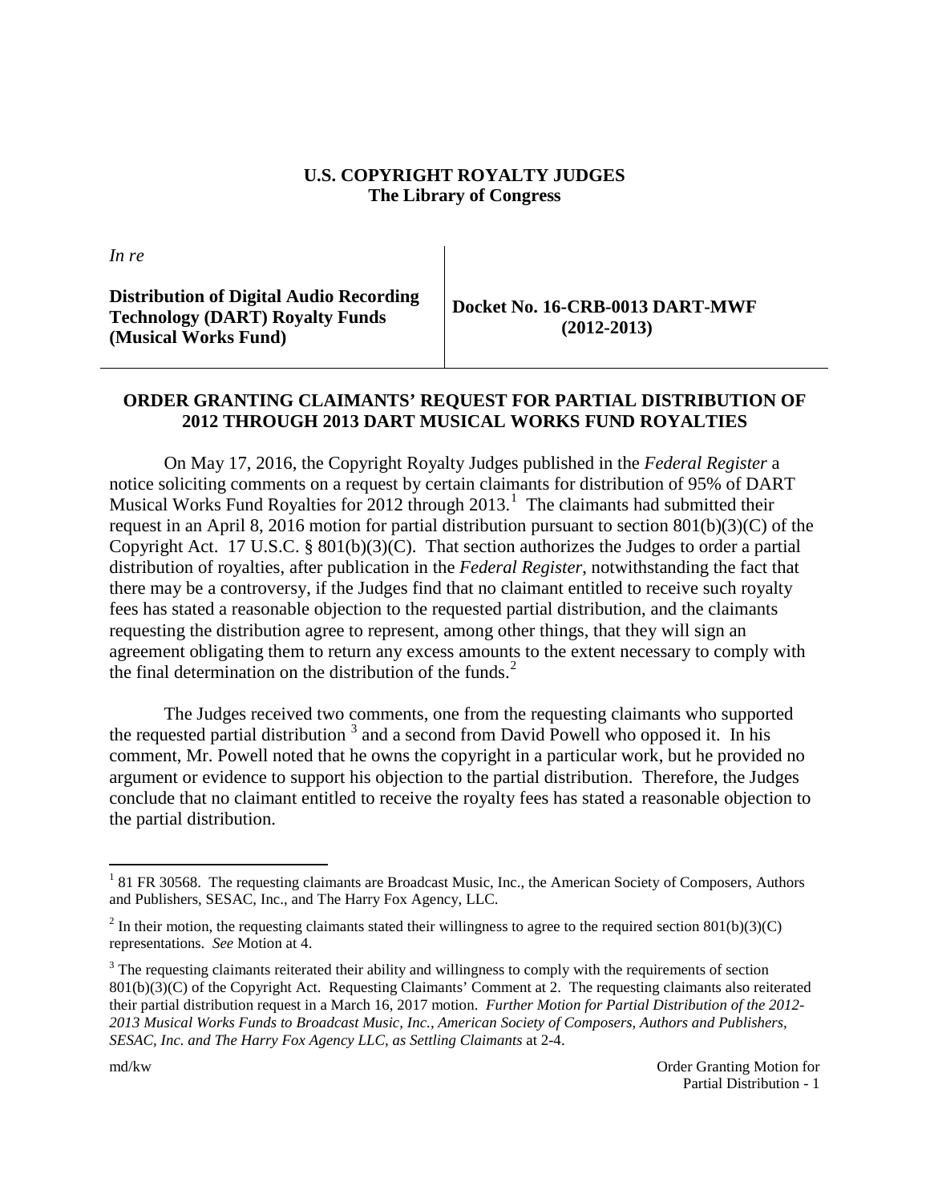**U.S. COPYRIGHT ROYALTY JUDGES**
**The Library of Congress**

*In re*

**Distribution of Digital Audio Recording Technology (DART) Royalty Funds (Musical Works Fund)**

**Docket No. 16-CRB-0013 DART-MWF (2012-2013)**

## ORDER GRANTING CLAIMANTS' REQUEST FOR PARTIAL DISTRIBUTION OF 2012 THROUGH 2013 DART MUSICAL WORKS FUND ROYALTIES

On May 17, 2016, the Copyright Royalty Judges published in the *Federal Register* a notice soliciting comments on a request by certain claimants for distribution of 95% of DART Musical Works Fund Royalties for 2012 through 2013.[1] The claimants had submitted their request in an April 8, 2016 motion for partial distribution pursuant to section 801(b)(3)(C) of the Copyright Act. 17 U.S.C. § 801(b)(3)(C). That section authorizes the Judges to order a partial distribution of royalties, after publication in the *Federal Register*, notwithstanding the fact that there may be a controversy, if the Judges find that no claimant entitled to receive such royalty fees has stated a reasonable objection to the requested partial distribution, and the claimants requesting the distribution agree to represent, among other things, that they will sign an agreement obligating them to return any excess amounts to the extent necessary to comply with the final determination on the distribution of the funds.[2]

The Judges received two comments, one from the requesting claimants who supported the requested partial distribution [3] and a second from David Powell who opposed it. In his comment, Mr. Powell noted that he owns the copyright in a particular work, but he provided no argument or evidence to support his objection to the partial distribution. Therefore, the Judges conclude that no claimant entitled to receive the royalty fees has stated a reasonable objection to the partial distribution.

---

[1] 81 FR 30568. The requesting claimants are Broadcast Music, Inc., the American Society of Composers, Authors and Publishers, SESAC, Inc., and The Harry Fox Agency, LLC.

[2] In their motion, the requesting claimants stated their willingness to agree to the required section 801(b)(3)(C) representations. *See* Motion at 4.

[3] The requesting claimants reiterated their ability and willingness to comply with the requirements of section 801(b)(3)(C) of the Copyright Act. Requesting Claimants' Comment at 2. The requesting claimants also reiterated their partial distribution request in a March 16, 2017 motion. *Further Motion for Partial Distribution of the 2012-2013 Musical Works Funds to Broadcast Music, Inc., American Society of Composers, Authors and Publishers, SESAC, Inc. and The Harry Fox Agency LLC, as Settling Claimants* at 2-4.

md/kw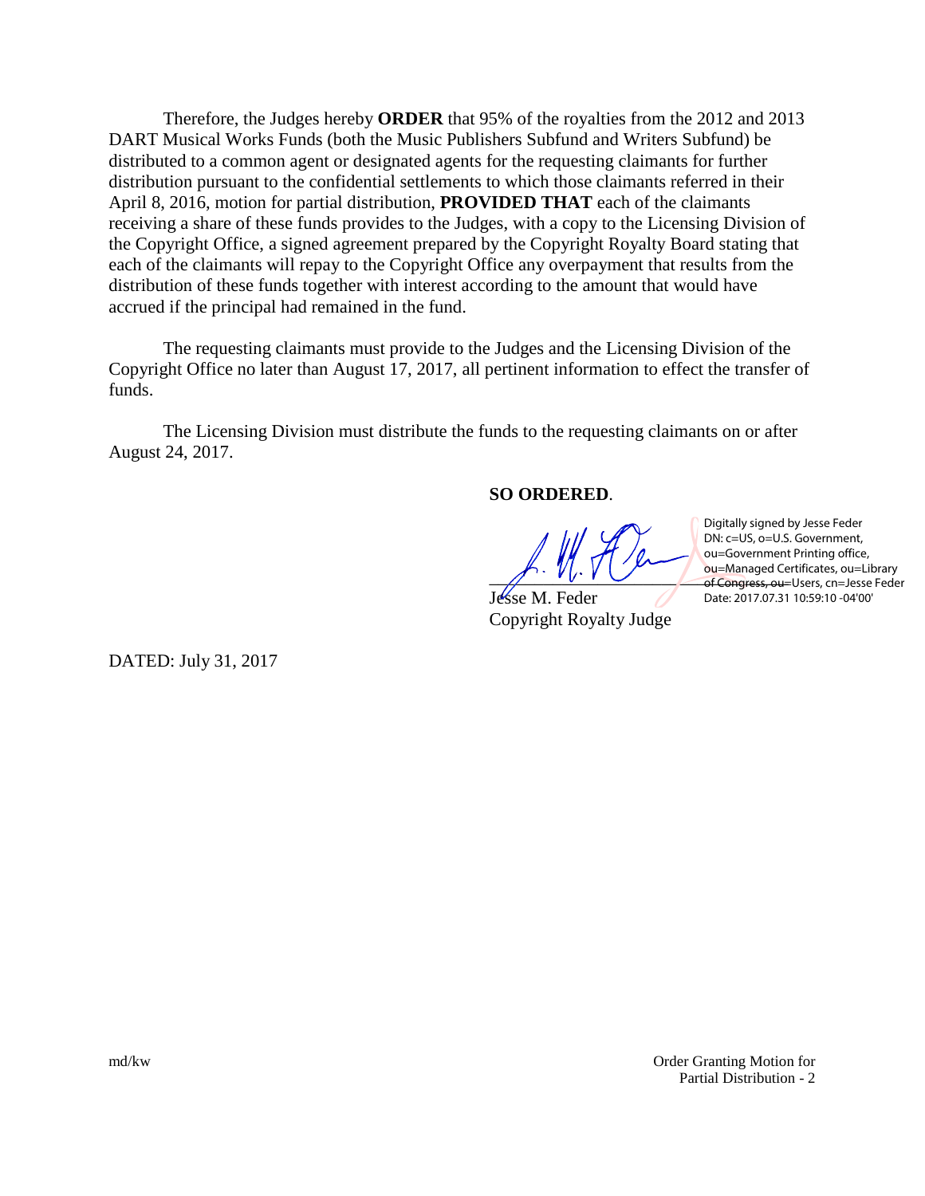Therefore, the Judges hereby **ORDER** that 95% of the royalties from the 2012 and 2013 DART Musical Works Funds (both the Music Publishers Subfund and Writers Subfund) be distributed to a common agent or designated agents for the requesting claimants for further distribution pursuant to the confidential settlements to which those claimants referred in their April 8, 2016, motion for partial distribution, **PROVIDED THAT** each of the claimants receiving a share of these funds provides to the Judges, with a copy to the Licensing Division of the Copyright Office, a signed agreement prepared by the Copyright Royalty Board stating that each of the claimants will repay to the Copyright Office any overpayment that results from the distribution of these funds together with interest according to the amount that would have accrued if the principal had remained in the fund.

The requesting claimants must provide to the Judges and the Licensing Division of the Copyright Office no later than August 17, 2017, all pertinent information to effect the transfer of funds.

The Licensing Division must distribute the funds to the requesting claimants on or after August 24, 2017.

**SO ORDERED**.

Digitally signed by Jesse Feder
DN: c=US, o=U.S. Government, ou=Government Printing office, ou=Managed Certificates, ou=Library of Congress, ou=Users, cn=Jesse Feder
Date: 2017.07.31 10:59:10 -04'00'

Jesse M. Feder
Copyright Royalty Judge

DATED: July 31, 2017

md/kw